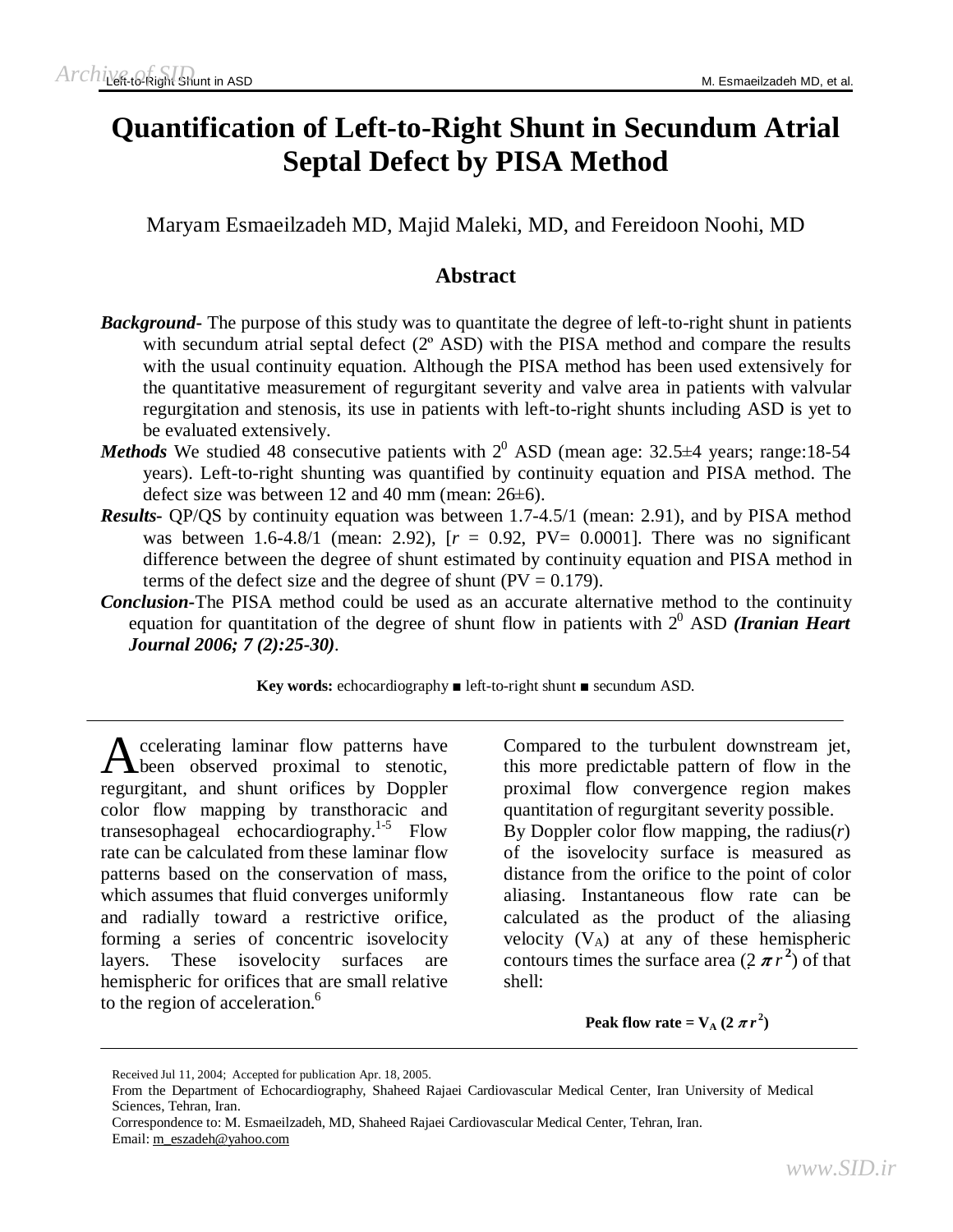# Quantification of Left-to-Right Shunt in Secundum Atrial Septal Defect by PISA Method

Maryam Esmaeilzadeh MD, Majid Maleki, MD, and Fereidoon Noohi, MD

## Abstract

***Background-*** The purpose of this study was to quantitate the degree of left-to-right shunt in patients with secundum atrial septal defect (2º ASD) with the PISA method and compare the results with the usual continuity equation. Although the PISA method has been used extensively for the quantitative measurement of regurgitant severity and valve area in patients with valvular regurgitation and stenosis, its use in patients with left-to-right shunts including ASD is yet to be evaluated extensively.

***Methods*** We studied 48 consecutive patients with $2^0$ ASD (mean age: 32.5±4 years; range:18-54 years). Left-to-right shunting was quantified by continuity equation and PISA method. The defect size was between 12 and 40 mm (mean: 26±6).

***Results-*** QP/QS by continuity equation was between 1.7-4.5/1 (mean: 2.91), and by PISA method was between 1.6-4.8/1 (mean: 2.92), [$r$ = 0.92, PV= 0.0001]. There was no significant difference between the degree of shunt estimated by continuity equation and PISA method in terms of the defect size and the degree of shunt (PV = 0.179).

***Conclusion-***The PISA method could be used as an accurate alternative method to the continuity equation for quantitation of the degree of shunt flow in patients with $2^0$ ASD ***(Iranian Heart Journal 2006; 7 (2):25-30)***.

**Key words:** echocardiography ■ left-to-right shunt ■ secundum ASD.

---

Accelerating laminar flow patterns have been observed proximal to stenotic, regurgitant, and shunt orifices by Doppler color flow mapping by transthoracic and transesophageal echocardiography.[1-5] Flow rate can be calculated from these laminar flow patterns based on the conservation of mass, which assumes that fluid converges uniformly and radially toward a restrictive orifice, forming a series of concentric isovelocity layers. These isovelocity surfaces are hemispheric for orifices that are small relative to the region of acceleration.[6] Compared to the turbulent downstream jet, this more predictable pattern of flow in the proximal flow convergence region makes quantitation of regurgitant severity possible.

By Doppler color flow mapping, the radius($r$) of the isovelocity surface is measured as distance from the orifice to the point of color aliasing. Instantaneous flow rate can be calculated as the product of the aliasing velocity ($V_A$) at any of these hemispheric contours times the surface area ($2\pi r^2$) of that shell:

$$\textbf{Peak flow rate} = V_A\,(2\pi r^2)$$

---

Received Jul 11, 2004; Accepted for publication Apr. 18, 2005.

From the Department of Echocardiography, Shaheed Rajaei Cardiovascular Medical Center, Iran University of Medical Sciences, Tehran, Iran.

Correspondence to: M. Esmaeilzadeh, MD, Shaheed Rajaei Cardiovascular Medical Center, Tehran, Iran.

Email: m_eszadeh@yahoo.com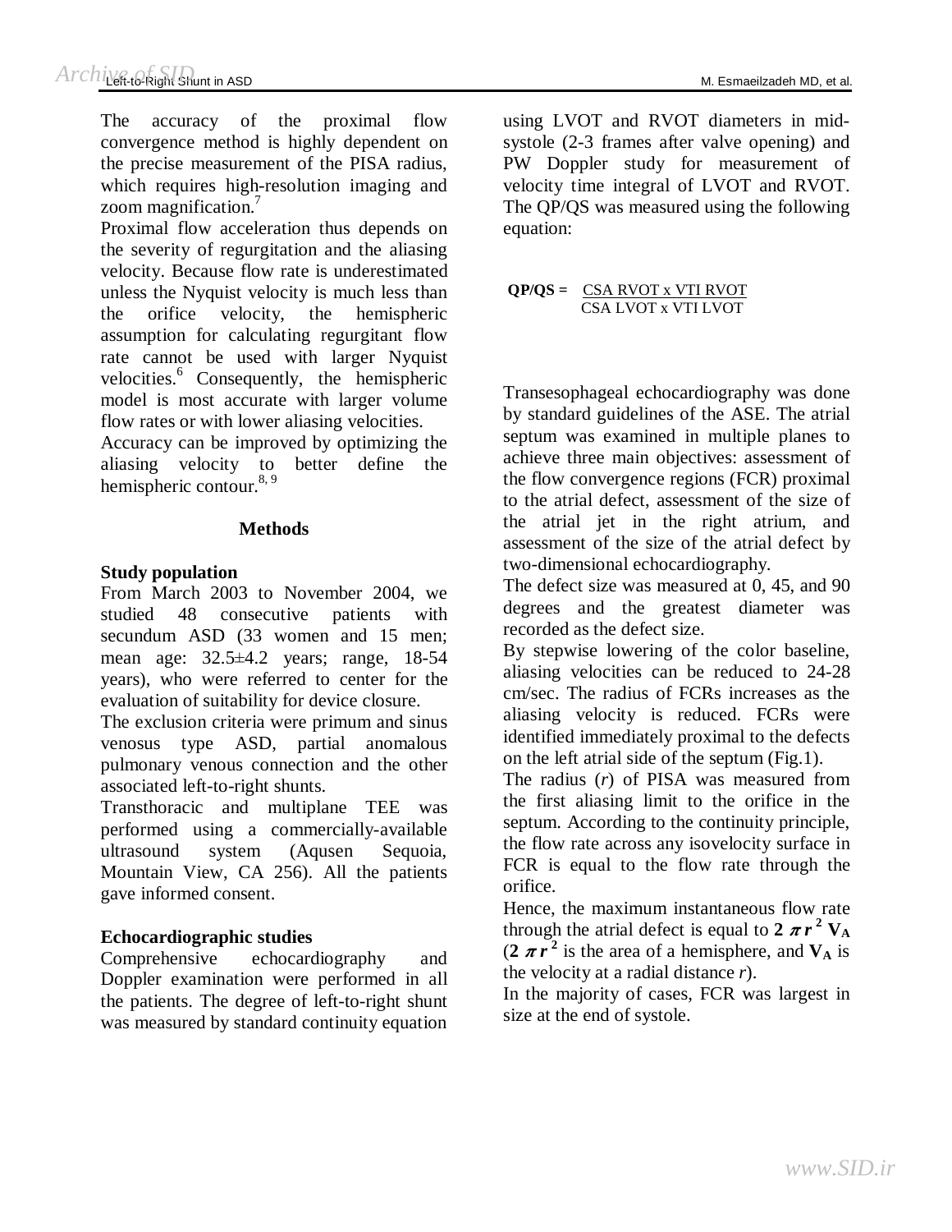The accuracy of the proximal flow convergence method is highly dependent on the precise measurement of the PISA radius, which requires high-resolution imaging and zoom magnification.[7]

Proximal flow acceleration thus depends on the severity of regurgitation and the aliasing velocity. Because flow rate is underestimated unless the Nyquist velocity is much less than the orifice velocity, the hemispheric assumption for calculating regurgitant flow rate cannot be used with larger Nyquist velocities.[6] Consequently, the hemispheric model is most accurate with larger volume flow rates or with lower aliasing velocities.

Accuracy can be improved by optimizing the aliasing velocity to better define the hemispheric contour.[8, 9]

## Methods

### Study population

From March 2003 to November 2004, we studied 48 consecutive patients with secundum ASD (33 women and 15 men; mean age: 32.5±4.2 years; range, 18-54 years), who were referred to center for the evaluation of suitability for device closure.

The exclusion criteria were primum and sinus venosus type ASD, partial anomalous pulmonary venous connection and the other associated left-to-right shunts.

Transthoracic and multiplane TEE was performed using a commercially-available ultrasound system (Aqusen Sequoia, Mountain View, CA 256). All the patients gave informed consent.

### Echocardiographic studies

Comprehensive echocardiography and Doppler examination were performed in all the patients. The degree of left-to-right shunt was measured by standard continuity equation using LVOT and RVOT diameters in mid-systole (2-3 frames after valve opening) and PW Doppler study for measurement of velocity time integral of LVOT and RVOT. The QP/QS was measured using the following equation:

$$QP/QS = \frac{CSA\ RVOT \times VTI\ RVOT}{CSA\ LVOT \times VTI\ LVOT}$$

Transesophageal echocardiography was done by standard guidelines of the ASE. The atrial septum was examined in multiple planes to achieve three main objectives: assessment of the flow convergence regions (FCR) proximal to the atrial defect, assessment of the size of the atrial jet in the right atrium, and assessment of the size of the atrial defect by two-dimensional echocardiography.

The defect size was measured at 0, 45, and 90 degrees and the greatest diameter was recorded as the defect size.

By stepwise lowering of the color baseline, aliasing velocities can be reduced to 24-28 cm/sec. The radius of FCRs increases as the aliasing velocity is reduced. FCRs were identified immediately proximal to the defects on the left atrial side of the septum (Fig.1).

The radius ($r$) of PISA was measured from the first aliasing limit to the orifice in the septum. According to the continuity principle, the flow rate across any isovelocity surface in FCR is equal to the flow rate through the orifice.

Hence, the maximum instantaneous flow rate through the atrial defect is equal to $\mathbf{2\pi r^2 V_A}$ ($\mathbf{2\pi r^2}$ is the area of a hemisphere, and $\mathbf{V_A}$ is the velocity at a radial distance $r$).

In the majority of cases, FCR was largest in size at the end of systole.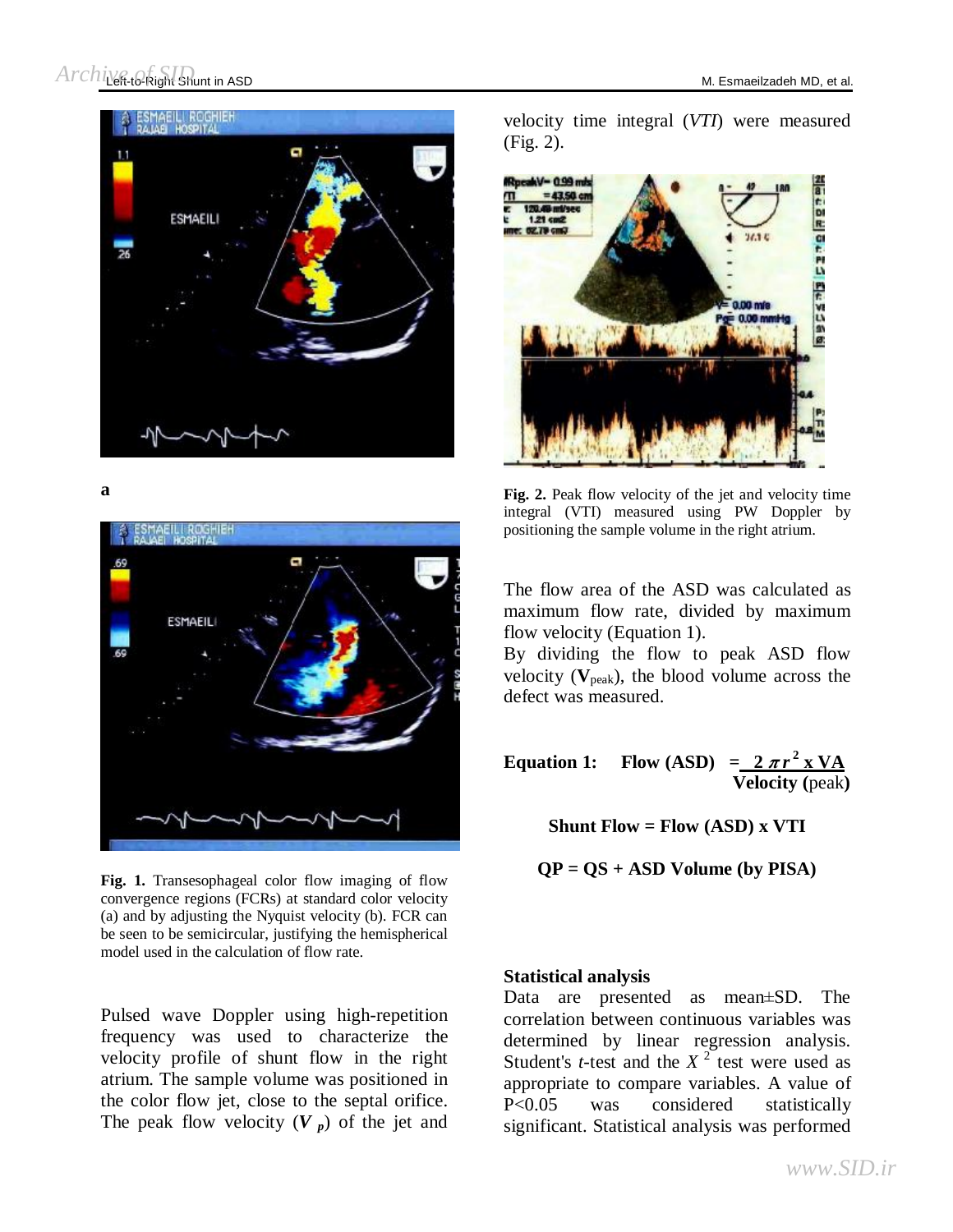a

Fig. 1. Transesophageal color flow imaging of flow convergence regions (FCRs) at standard color velocity (a) and by adjusting the Nyquist velocity (b). FCR can be seen to be semicircular, justifying the hemispherical model used in the calculation of flow rate.

Pulsed wave Doppler using high-repetition frequency was used to characterize the velocity profile of shunt flow in the right atrium. The sample volume was positioned in the color flow jet, close to the septal orifice. The peak flow velocity ($V_p$) of the jet and velocity time integral (*VTI*) were measured (Fig. 2).

**Fig. 2.** Peak flow velocity of the jet and velocity time integral (VTI) measured using PW Doppler by positioning the sample volume in the right atrium.

The flow area of the ASD was calculated as maximum flow rate, divided by maximum flow velocity (Equation 1).

By dividing the flow to peak ASD flow velocity (**V**$_{peak}$), the blood volume across the defect was measured.

**Equation 1:**

$$\text{Flow (ASD)} = \frac{2\pi r^2 \times VA}{\text{Velocity (peak)}}$$

$$\text{Shunt Flow} = \text{Flow (ASD)} \times VTI$$

$$QP = QS + \text{ASD Volume (by PISA)}$$

**Statistical analysis**

Data are presented as mean±SD. The correlation between continuous variables was determined by linear regression analysis. Student's *t*-test and the $X^2$ test were used as appropriate to compare variables. A value of $P<0.05$ was considered statistically significant. Statistical analysis was performed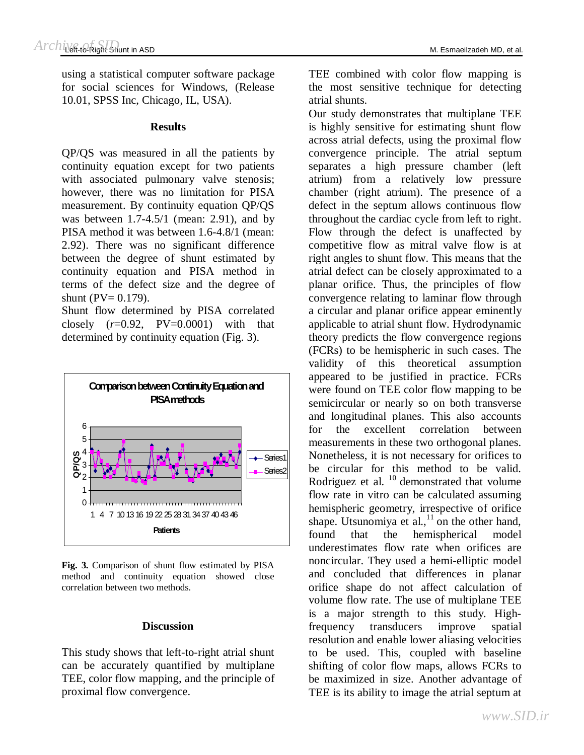using a statistical computer software package for social sciences for Windows, (Release 10.01, SPSS Inc, Chicago, IL, USA).

## Results

QP/QS was measured in all the patients by continuity equation except for two patients with associated pulmonary valve stenosis; however, there was no limitation for PISA measurement. By continuity equation QP/QS was between 1.7-4.5/1 (mean: 2.91), and by PISA method it was between 1.6-4.8/1 (mean: 2.92). There was no significant difference between the degree of shunt estimated by continuity equation and PISA method in terms of the defect size and the degree of shunt (PV= 0.179).

Shunt flow determined by PISA correlated closely (*r*=0.92, PV=0.0001) with that determined by continuity equation (Fig. 3).

**Fig. 3.** Comparison of shunt flow estimated by PISA method and continuity equation showed close correlation between two methods.

## Discussion

This study shows that left-to-right atrial shunt can be accurately quantified by multiplane TEE, color flow mapping, and the principle of proximal flow convergence.

TEE combined with color flow mapping is the most sensitive technique for detecting atrial shunts.

Our study demonstrates that multiplane TEE is highly sensitive for estimating shunt flow across atrial defects, using the proximal flow convergence principle. The atrial septum separates a high pressure chamber (left atrium) from a relatively low pressure chamber (right atrium). The presence of a defect in the septum allows continuous flow throughout the cardiac cycle from left to right. Flow through the defect is unaffected by competitive flow as mitral valve flow is at right angles to shunt flow. This means that the atrial defect can be closely approximated to a planar orifice. Thus, the principles of flow convergence relating to laminar flow through a circular and planar orifice appear eminently applicable to atrial shunt flow. Hydrodynamic theory predicts the flow convergence regions (FCRs) to be hemispheric in such cases. The validity of this theoretical assumption appeared to be justified in practice. FCRs were found on TEE color flow mapping to be semicircular or nearly so on both transverse and longitudinal planes. This also accounts for the excellent correlation between measurements in these two orthogonal planes. Nonetheless, it is not necessary for orifices to be circular for this method to be valid. Rodriguez et al. [10] demonstrated that volume flow rate in vitro can be calculated assuming hemispheric geometry, irrespective of orifice shape. Utsunomiya et al.,[11] on the other hand, found that the hemispherical model underestimates flow rate when orifices are noncircular. They used a hemi-elliptic model and concluded that differences in planar orifice shape do not affect calculation of volume flow rate. The use of multiplane TEE is a major strength to this study. High-frequency transducers improve spatial resolution and enable lower aliasing velocities to be used. This, coupled with baseline shifting of color flow maps, allows FCRs to be maximized in size. Another advantage of TEE is its ability to image the atrial septum at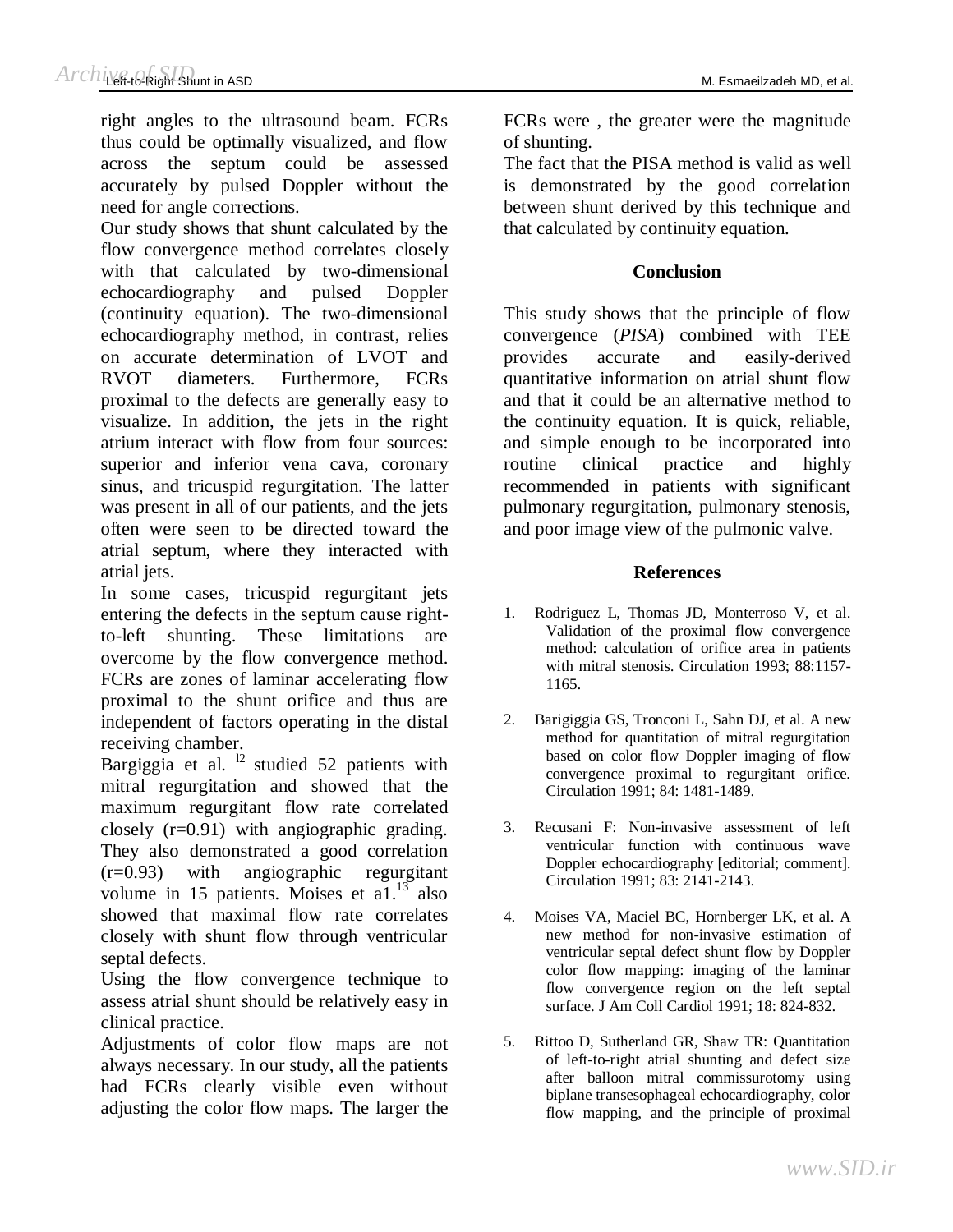right angles to the ultrasound beam. FCRs thus could be optimally visualized, and flow across the septum could be assessed accurately by pulsed Doppler without the need for angle corrections.

Our study shows that shunt calculated by the flow convergence method correlates closely with that calculated by two-dimensional echocardiography and pulsed Doppler (continuity equation). The two-dimensional echocardiography method, in contrast, relies on accurate determination of LVOT and RVOT diameters. Furthermore, FCRs proximal to the defects are generally easy to visualize. In addition, the jets in the right atrium interact with flow from four sources: superior and inferior vena cava, coronary sinus, and tricuspid regurgitation. The latter was present in all of our patients, and the jets often were seen to be directed toward the atrial septum, where they interacted with atrial jets.

In some cases, tricuspid regurgitant jets entering the defects in the septum cause right-to-left shunting. These limitations are overcome by the flow convergence method. FCRs are zones of laminar accelerating flow proximal to the shunt orifice and thus are independent of factors operating in the distal receiving chamber.

Bargiggia et al. [12] studied 52 patients with mitral regurgitation and showed that the maximum regurgitant flow rate correlated closely (r=0.91) with angiographic grading. They also demonstrated a good correlation (r=0.93) with angiographic regurgitant volume in 15 patients. Moises et a1.[13] also showed that maximal flow rate correlates closely with shunt flow through ventricular septal defects.

Using the flow convergence technique to assess atrial shunt should be relatively easy in clinical practice.

Adjustments of color flow maps are not always necessary. In our study, all the patients had FCRs clearly visible even without adjusting the color flow maps. The larger the FCRs were , the greater were the magnitude of shunting.

The fact that the PISA method is valid as well is demonstrated by the good correlation between shunt derived by this technique and that calculated by continuity equation.

## Conclusion

This study shows that the principle of flow convergence (*PISA*) combined with TEE provides accurate and easily-derived quantitative information on atrial shunt flow and that it could be an alternative method to the continuity equation. It is quick, reliable, and simple enough to be incorporated into routine clinical practice and highly recommended in patients with significant pulmonary regurgitation, pulmonary stenosis, and poor image view of the pulmonic valve.

## References

1. Rodriguez L, Thomas JD, Monterroso V, et al. Validation of the proximal flow convergence method: calculation of orifice area in patients with mitral stenosis. Circulation 1993; 88:1157-1165.

2. Barigiggia GS, Tronconi L, Sahn DJ, et al. A new method for quantitation of mitral regurgitation based on color flow Doppler imaging of flow convergence proximal to regurgitant orifice. Circulation 1991; 84: 1481-1489.

3. Recusani F: Non-invasive assessment of left ventricular function with continuous wave Doppler echocardiography [editorial; comment]. Circulation 1991; 83: 2141-2143.

4. Moises VA, Maciel BC, Hornberger LK, et al. A new method for non-invasive estimation of ventricular septal defect shunt flow by Doppler color flow mapping: imaging of the laminar flow convergence region on the left septal surface. J Am Coll Cardiol 1991; 18: 824-832.

5. Rittoo D, Sutherland GR, Shaw TR: Quantitation of left-to-right atrial shunting and defect size after balloon mitral commissurotomy using biplane transesophageal echocardiography, color flow mapping, and the principle of proximal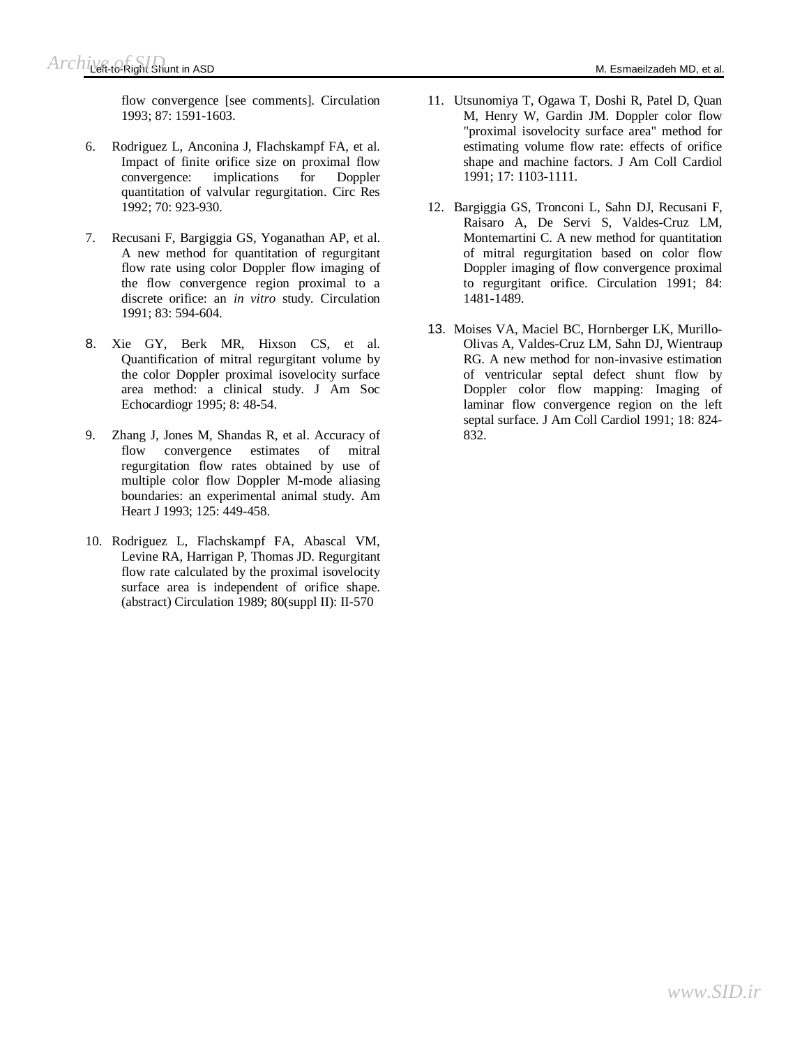flow convergence [see comments]. Circulation 1993; 87: 1591-1603.

6. Rodriguez L, Anconina J, Flachskampf FA, et al. Impact of finite orifice size on proximal flow convergence: implications for Doppler quantitation of valvular regurgitation. Circ Res 1992; 70: 923-930.

7. Recusani F, Bargiggia GS, Yoganathan AP, et al. A new method for quantitation of regurgitant flow rate using color Doppler flow imaging of the flow convergence region proximal to a discrete orifice: an *in vitro* study. Circulation 1991; 83: 594-604.

8. Xie GY, Berk MR, Hixson CS, et al. Quantification of mitral regurgitant volume by the color Doppler proximal isovelocity surface area method: a clinical study. J Am Soc Echocardiogr 1995; 8: 48-54.

9. Zhang J, Jones M, Shandas R, et al. Accuracy of flow convergence estimates of mitral regurgitation flow rates obtained by use of multiple color flow Doppler M-mode aliasing boundaries: an experimental animal study. Am Heart J 1993; 125: 449-458.

10. Rodriguez L, Flachskampf FA, Abascal VM, Levine RA, Harrigan P, Thomas JD. Regurgitant flow rate calculated by the proximal isovelocity surface area is independent of orifice shape. (abstract) Circulation 1989; 80(suppl II): II-570

11. Utsunomiya T, Ogawa T, Doshi R, Patel D, Quan M, Henry W, Gardin JM. Doppler color flow "proximal isovelocity surface area" method for estimating volume flow rate: effects of orifice shape and machine factors. J Am Coll Cardiol 1991; 17: 1103-1111.

12. Bargiggia GS, Tronconi L, Sahn DJ, Recusani F, Raisaro A, De Servi S, Valdes-Cruz LM, Montemartini C. A new method for quantitation of mitral regurgitation based on color flow Doppler imaging of flow convergence proximal to regurgitant orifice. Circulation 1991; 84: 1481-1489.

13. Moises VA, Maciel BC, Hornberger LK, Murillo-Olivas A, Valdes-Cruz LM, Sahn DJ, Wientraup RG. A new method for non-invasive estimation of ventricular septal defect shunt flow by Doppler color flow mapping: Imaging of laminar flow convergence region on the left septal surface. J Am Coll Cardiol 1991; 18: 824-832.